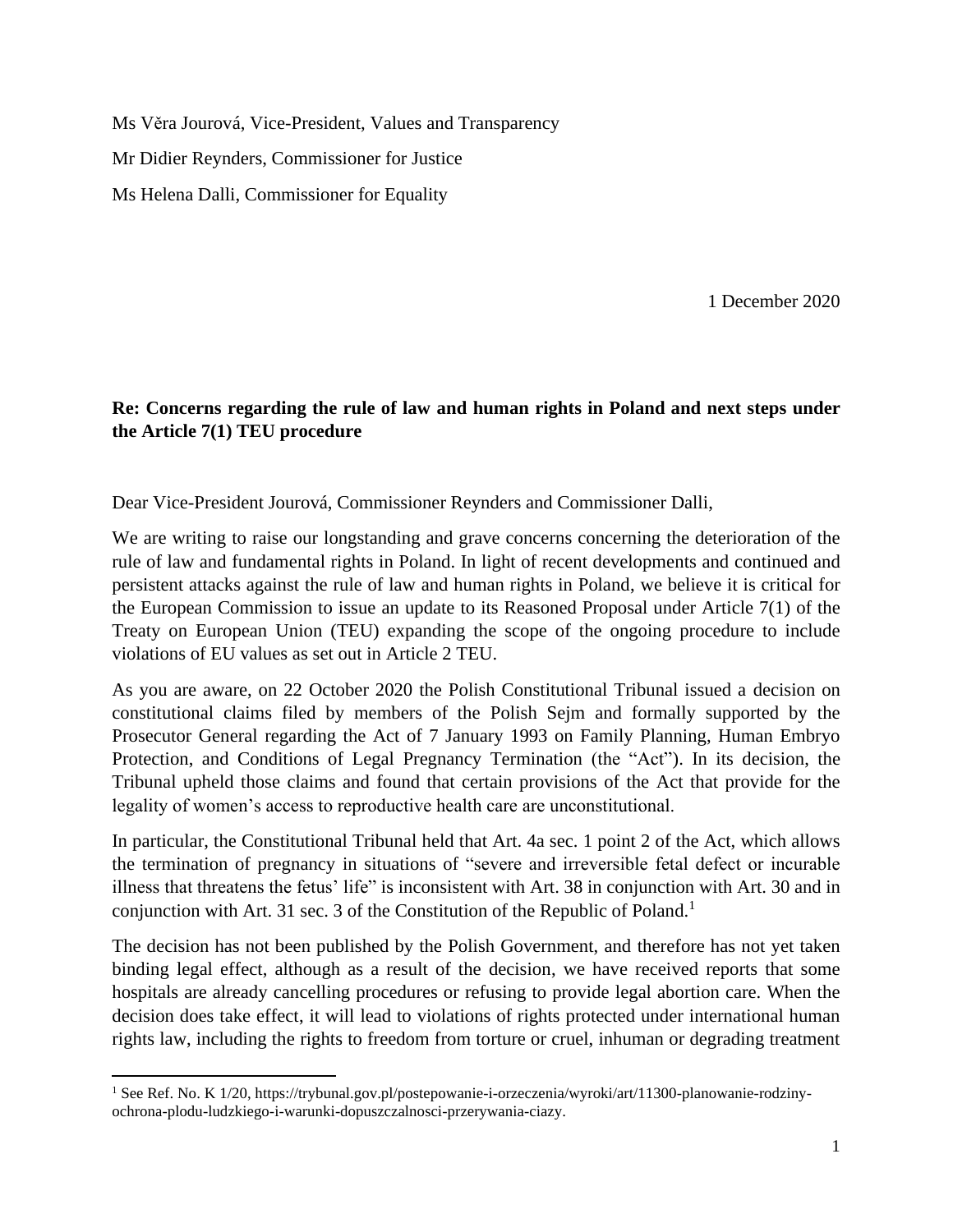Ms Věra Jourová, Vice-President, Values and Transparency

Mr Didier Reynders, Commissioner for Justice

Ms Helena Dalli, Commissioner for Equality

1 December 2020

**Re: Concerns regarding the rule of law and human rights in Poland and next steps under the Article 7(1) TEU procedure**

Dear Vice-President Jourová, Commissioner Reynders and Commissioner Dalli,

We are writing to raise our longstanding and grave concerns concerning the deterioration of the rule of law and fundamental rights in Poland. In light of recent developments and continued and persistent attacks against the rule of law and human rights in Poland, we believe it is critical for the European Commission to issue an update to its Reasoned Proposal under Article 7(1) of the Treaty on European Union (TEU) expanding the scope of the ongoing procedure to include violations of EU values as set out in Article 2 TEU.

As you are aware, on 22 October 2020 the Polish Constitutional Tribunal issued a decision on constitutional claims filed by members of the Polish Sejm and formally supported by the Prosecutor General regarding the Act of 7 January 1993 on Family Planning, Human Embryo Protection, and Conditions of Legal Pregnancy Termination (the "Act"). In its decision, the Tribunal upheld those claims and found that certain provisions of the Act that provide for the legality of women's access to reproductive health care are unconstitutional.

In particular, the Constitutional Tribunal held that Art. 4a sec. 1 point 2 of the Act, which allows the termination of pregnancy in situations of "severe and irreversible fetal defect or incurable illness that threatens the fetus' life" is inconsistent with Art. 38 in conjunction with Art. 30 and in conjunction with Art. 31 sec. 3 of the Constitution of the Republic of Poland.[1]

The decision has not been published by the Polish Government, and therefore has not yet taken binding legal effect, although as a result of the decision, we have received reports that some hospitals are already cancelling procedures or refusing to provide legal abortion care. When the decision does take effect, it will lead to violations of rights protected under international human rights law, including the rights to freedom from torture or cruel, inhuman or degrading treatment

[1] See Ref. No. K 1/20, https://trybunal.gov.pl/postepowanie-i-orzeczenia/wyroki/art/11300-planowanie-rodziny-ochrona-plodu-ludzkiego-i-warunki-dopuszczalnosci-przerywania-ciazy.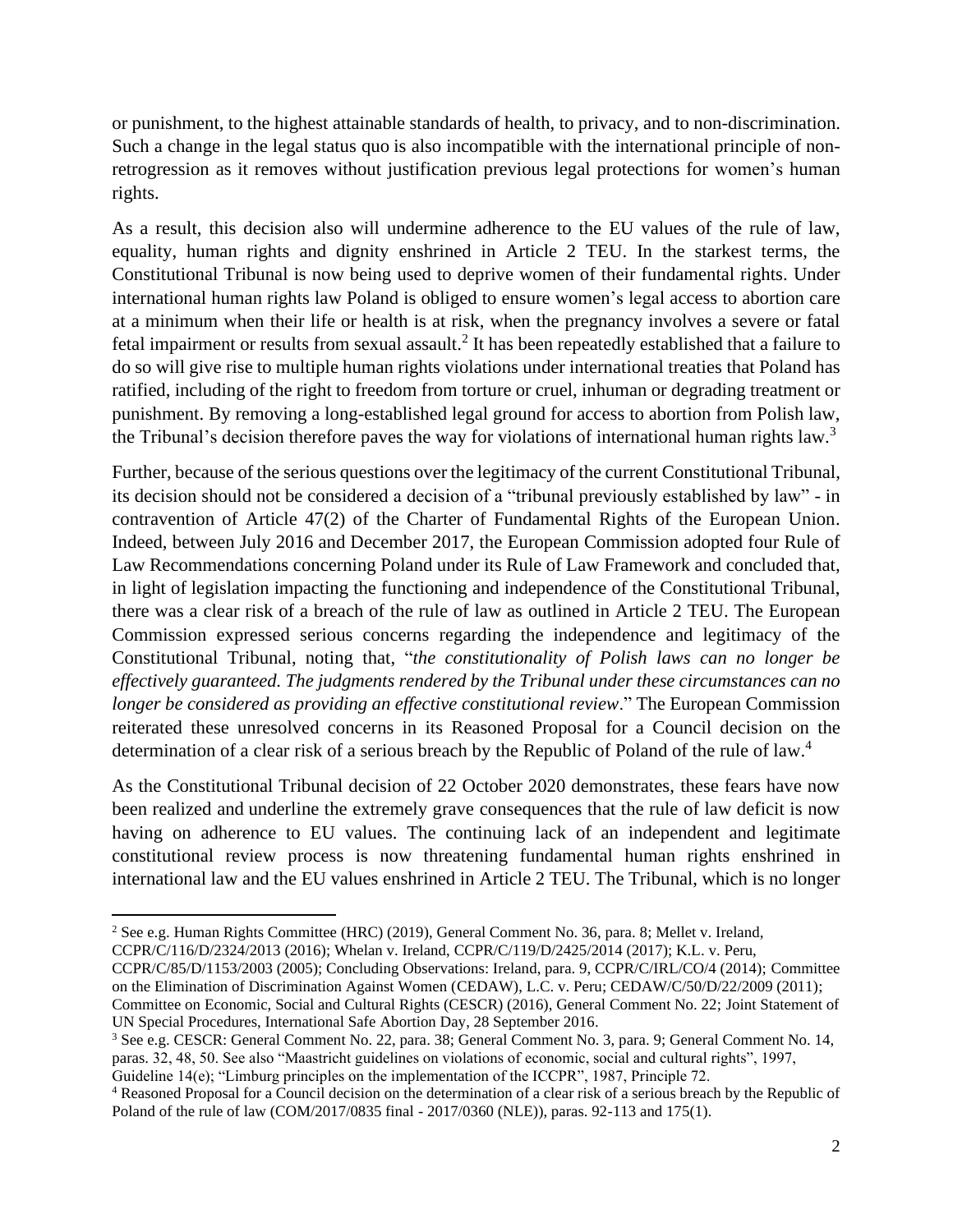or punishment, to the highest attainable standards of health, to privacy, and to non-discrimination. Such a change in the legal status quo is also incompatible with the international principle of non-retrogression as it removes without justification previous legal protections for women's human rights.

As a result, this decision also will undermine adherence to the EU values of the rule of law, equality, human rights and dignity enshrined in Article 2 TEU. In the starkest terms, the Constitutional Tribunal is now being used to deprive women of their fundamental rights. Under international human rights law Poland is obliged to ensure women's legal access to abortion care at a minimum when their life or health is at risk, when the pregnancy involves a severe or fatal fetal impairment or results from sexual assault.[2] It has been repeatedly established that a failure to do so will give rise to multiple human rights violations under international treaties that Poland has ratified, including of the right to freedom from torture or cruel, inhuman or degrading treatment or punishment. By removing a long-established legal ground for access to abortion from Polish law, the Tribunal's decision therefore paves the way for violations of international human rights law.[3]

Further, because of the serious questions over the legitimacy of the current Constitutional Tribunal, its decision should not be considered a decision of a "tribunal previously established by law" - in contravention of Article 47(2) of the Charter of Fundamental Rights of the European Union. Indeed, between July 2016 and December 2017, the European Commission adopted four Rule of Law Recommendations concerning Poland under its Rule of Law Framework and concluded that, in light of legislation impacting the functioning and independence of the Constitutional Tribunal, there was a clear risk of a breach of the rule of law as outlined in Article 2 TEU. The European Commission expressed serious concerns regarding the independence and legitimacy of the Constitutional Tribunal, noting that, "*the constitutionality of Polish laws can no longer be effectively guaranteed. The judgments rendered by the Tribunal under these circumstances can no longer be considered as providing an effective constitutional review*." The European Commission reiterated these unresolved concerns in its Reasoned Proposal for a Council decision on the determination of a clear risk of a serious breach by the Republic of Poland of the rule of law.[4]

As the Constitutional Tribunal decision of 22 October 2020 demonstrates, these fears have now been realized and underline the extremely grave consequences that the rule of law deficit is now having on adherence to EU values. The continuing lack of an independent and legitimate constitutional review process is now threatening fundamental human rights enshrined in international law and the EU values enshrined in Article 2 TEU. The Tribunal, which is no longer

---

[2] See e.g. Human Rights Committee (HRC) (2019), General Comment No. 36, para. 8; Mellet v. Ireland, CCPR/C/116/D/2324/2013 (2016); Whelan v. Ireland, CCPR/C/119/D/2425/2014 (2017); K.L. v. Peru, CCPR/C/85/D/1153/2003 (2005); Concluding Observations: Ireland, para. 9, CCPR/C/IRL/CO/4 (2014); Committee on the Elimination of Discrimination Against Women (CEDAW), L.C. v. Peru; CEDAW/C/50/D/22/2009 (2011); Committee on Economic, Social and Cultural Rights (CESCR) (2016), General Comment No. 22; Joint Statement of UN Special Procedures, International Safe Abortion Day, 28 September 2016.

[3] See e.g. CESCR: General Comment No. 22, para. 38; General Comment No. 3, para. 9; General Comment No. 14, paras. 32, 48, 50. See also "Maastricht guidelines on violations of economic, social and cultural rights", 1997, Guideline 14(e); "Limburg principles on the implementation of the ICCPR", 1987, Principle 72.

[4] Reasoned Proposal for a Council decision on the determination of a clear risk of a serious breach by the Republic of Poland of the rule of law (COM/2017/0835 final - 2017/0360 (NLE)), paras. 92-113 and 175(1).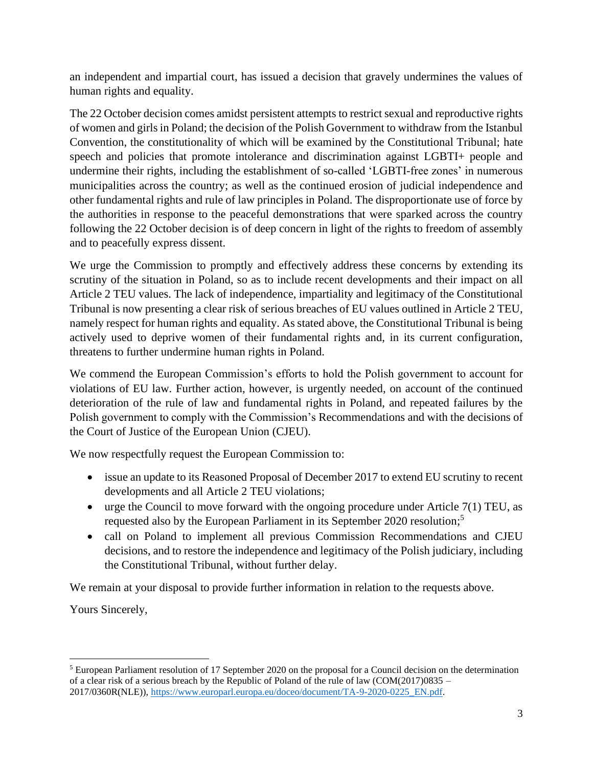an independent and impartial court, has issued a decision that gravely undermines the values of human rights and equality.

The 22 October decision comes amidst persistent attempts to restrict sexual and reproductive rights of women and girls in Poland; the decision of the Polish Government to withdraw from the Istanbul Convention, the constitutionality of which will be examined by the Constitutional Tribunal; hate speech and policies that promote intolerance and discrimination against LGBTI+ people and undermine their rights, including the establishment of so-called 'LGBTI-free zones' in numerous municipalities across the country; as well as the continued erosion of judicial independence and other fundamental rights and rule of law principles in Poland. The disproportionate use of force by the authorities in response to the peaceful demonstrations that were sparked across the country following the 22 October decision is of deep concern in light of the rights to freedom of assembly and to peacefully express dissent.

We urge the Commission to promptly and effectively address these concerns by extending its scrutiny of the situation in Poland, so as to include recent developments and their impact on all Article 2 TEU values. The lack of independence, impartiality and legitimacy of the Constitutional Tribunal is now presenting a clear risk of serious breaches of EU values outlined in Article 2 TEU, namely respect for human rights and equality. As stated above, the Constitutional Tribunal is being actively used to deprive women of their fundamental rights and, in its current configuration, threatens to further undermine human rights in Poland.

We commend the European Commission's efforts to hold the Polish government to account for violations of EU law. Further action, however, is urgently needed, on account of the continued deterioration of the rule of law and fundamental rights in Poland, and repeated failures by the Polish government to comply with the Commission's Recommendations and with the decisions of the Court of Justice of the European Union (CJEU).

We now respectfully request the European Commission to:

- issue an update to its Reasoned Proposal of December 2017 to extend EU scrutiny to recent developments and all Article 2 TEU violations;
- urge the Council to move forward with the ongoing procedure under Article 7(1) TEU, as requested also by the European Parliament in its September 2020 resolution;[5]
- call on Poland to implement all previous Commission Recommendations and CJEU decisions, and to restore the independence and legitimacy of the Polish judiciary, including the Constitutional Tribunal, without further delay.

We remain at your disposal to provide further information in relation to the requests above.

Yours Sincerely,

---

[5] European Parliament resolution of 17 September 2020 on the proposal for a Council decision on the determination of a clear risk of a serious breach by the Republic of Poland of the rule of law (COM(2017)0835 – 2017/0360R(NLE)), https://www.europarl.europa.eu/doceo/document/TA-9-2020-0225_EN.pdf.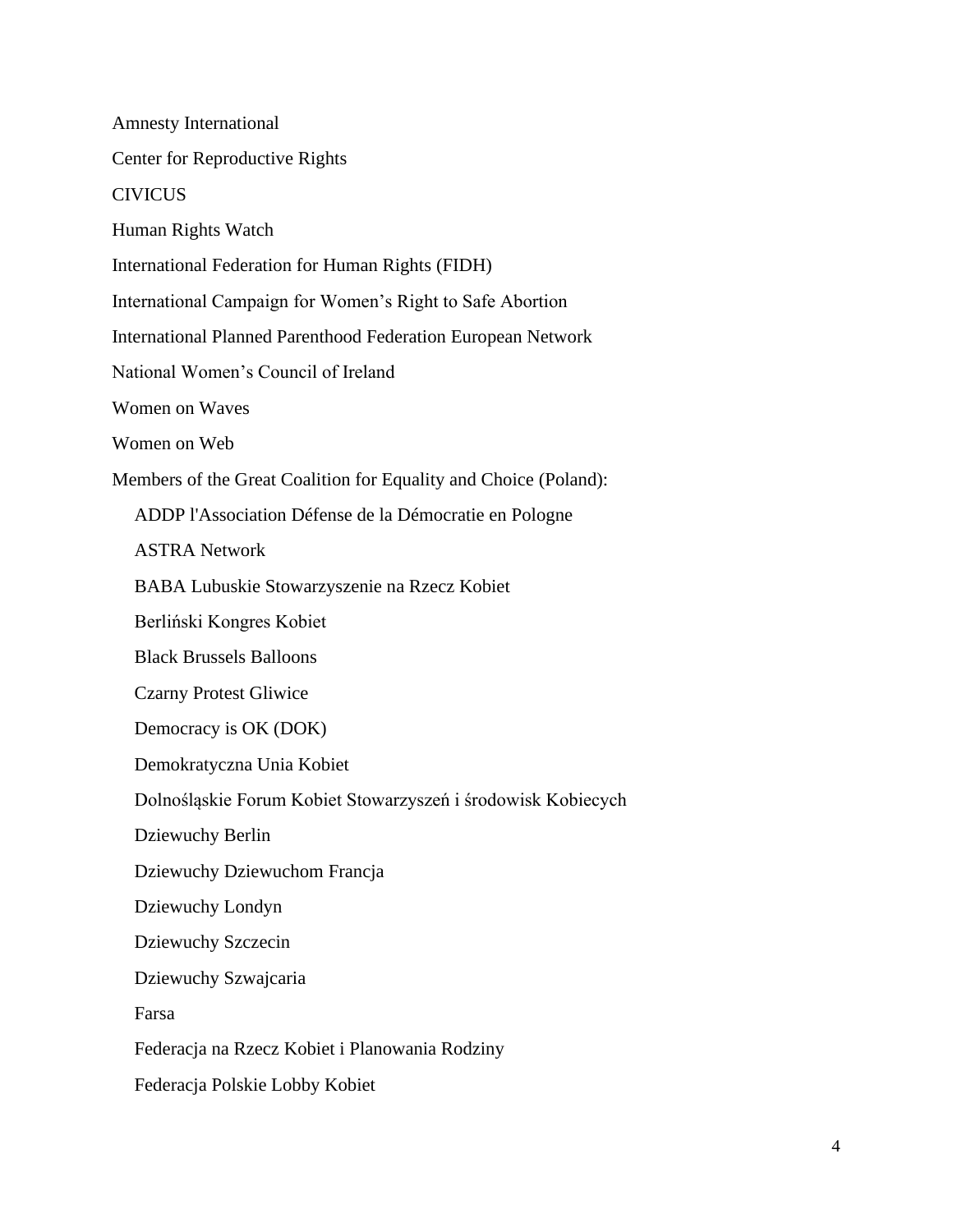Amnesty International

Center for Reproductive Rights

CIVICUS

Human Rights Watch

International Federation for Human Rights (FIDH)

International Campaign for Women's Right to Safe Abortion

International Planned Parenthood Federation European Network

National Women's Council of Ireland

Women on Waves

Women on Web

Members of the Great Coalition for Equality and Choice (Poland):

- ADDP l'Association Défense de la Démocratie en Pologne
- ASTRA Network
- BABA Lubuskie Stowarzyszenie na Rzecz Kobiet
- Berliński Kongres Kobiet
- Black Brussels Balloons
- Czarny Protest Gliwice
- Democracy is OK (DOK)
- Demokratyczna Unia Kobiet
- Dolnośląskie Forum Kobiet Stowarzyszeń i środowisk Kobiecych
- Dziewuchy Berlin
- Dziewuchy Dziewuchom Francja
- Dziewuchy Londyn
- Dziewuchy Szczecin
- Dziewuchy Szwajcaria
- Farsa
- Federacja na Rzecz Kobiet i Planowania Rodziny
- Federacja Polskie Lobby Kobiet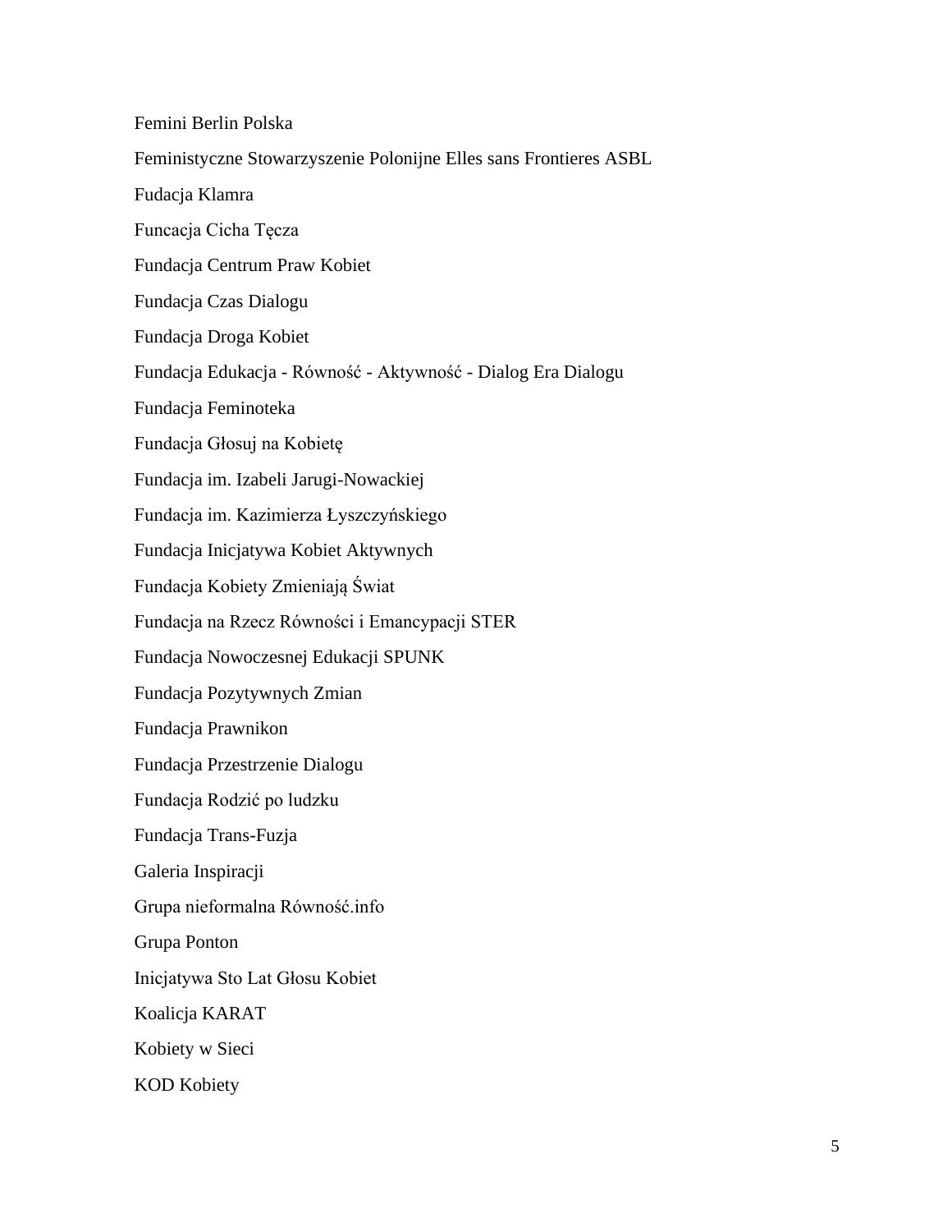Femini Berlin Polska

Feministyczne Stowarzyszenie Polonijne Elles sans Frontieres ASBL

Fudacja Klamra

Funcacja Cicha Tęcza

Fundacja Centrum Praw Kobiet

Fundacja Czas Dialogu

Fundacja Droga Kobiet

Fundacja Edukacja - Równość - Aktywność - Dialog Era Dialogu

Fundacja Feminoteka

Fundacja Głosuj na Kobietę

Fundacja im. Izabeli Jarugi-Nowackiej

Fundacja im. Kazimierza Łyszczyńskiego

Fundacja Inicjatywa Kobiet Aktywnych

Fundacja Kobiety Zmieniają Świat

Fundacja na Rzecz Równości i Emancypacji STER

Fundacja Nowoczesnej Edukacji SPUNK

Fundacja Pozytywnych Zmian

Fundacja Prawnikon

Fundacja Przestrzenie Dialogu

Fundacja Rodzić po ludzku

Fundacja Trans-Fuzja

Galeria Inspiracji

Grupa nieformalna Równość.info

Grupa Ponton

Inicjatywa Sto Lat Głosu Kobiet

Koalicja KARAT

Kobiety w Sieci

KOD Kobiety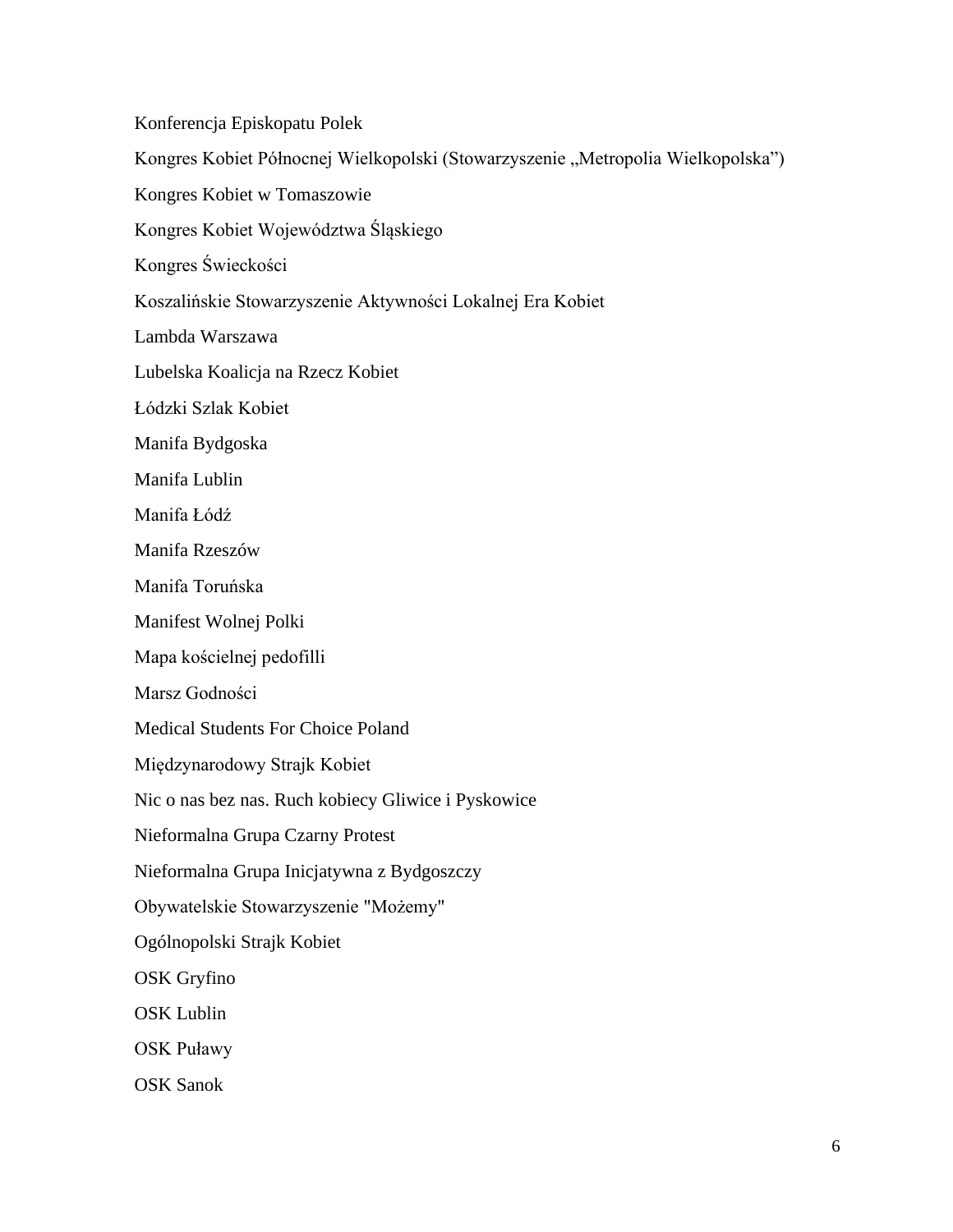Konferencja Episkopatu Polek

Kongres Kobiet Północnej Wielkopolski (Stowarzyszenie „Metropolia Wielkopolska”)

Kongres Kobiet w Tomaszowie

Kongres Kobiet Województwa Śląskiego

Kongres Świeckości

Koszalińskie Stowarzyszenie Aktywności Lokalnej Era Kobiet

Lambda Warszawa

Lubelska Koalicja na Rzecz Kobiet

Łódzki Szlak Kobiet

Manifa Bydgoska

Manifa Lublin

Manifa Łódź

Manifa Rzeszów

Manifa Toruńska

Manifest Wolnej Polki

Mapa kościelnej pedofilli

Marsz Godności

Medical Students For Choice Poland

Międzynarodowy Strajk Kobiet

Nic o nas bez nas. Ruch kobiecy Gliwice i Pyskowice

Nieformalna Grupa Czarny Protest

Nieformalna Grupa Inicjatywna z Bydgoszczy

Obywatelskie Stowarzyszenie "Możemy"

Ogólnopolski Strajk Kobiet

OSK Gryfino

OSK Lublin

OSK Puławy

OSK Sanok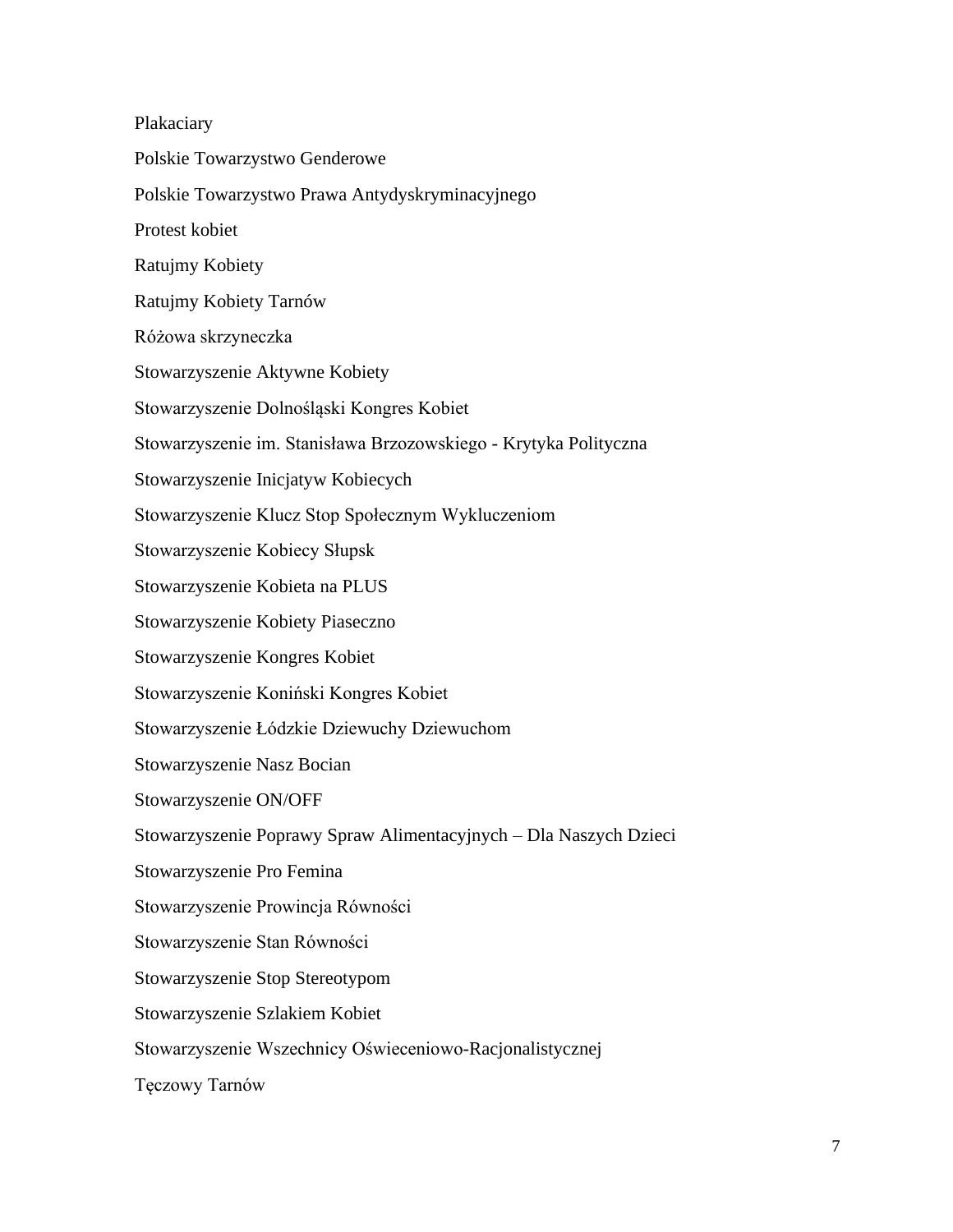Plakaciary

Polskie Towarzystwo Genderowe

Polskie Towarzystwo Prawa Antydyskryminacyjnego

Protest kobiet

Ratujmy Kobiety

Ratujmy Kobiety Tarnów

Różowa skrzyneczka

Stowarzyszenie Aktywne Kobiety

Stowarzyszenie Dolnośląski Kongres Kobiet

Stowarzyszenie im. Stanisława Brzozowskiego - Krytyka Polityczna

Stowarzyszenie Inicjatyw Kobiecych

Stowarzyszenie Klucz Stop Społecznym Wykluczeniom

Stowarzyszenie Kobiecy Słupsk

Stowarzyszenie Kobieta na PLUS

Stowarzyszenie Kobiety Piaseczno

Stowarzyszenie Kongres Kobiet

Stowarzyszenie Koniński Kongres Kobiet

Stowarzyszenie Łódzkie Dziewuchy Dziewuchom

Stowarzyszenie Nasz Bocian

Stowarzyszenie ON/OFF

Stowarzyszenie Poprawy Spraw Alimentacyjnych – Dla Naszych Dzieci

Stowarzyszenie Pro Femina

Stowarzyszenie Prowincja Równości

Stowarzyszenie Stan Równości

Stowarzyszenie Stop Stereotypom

Stowarzyszenie Szlakiem Kobiet

Stowarzyszenie Wszechnicy Oświeceniowo-Racjonalistycznej

Tęczowy Tarnów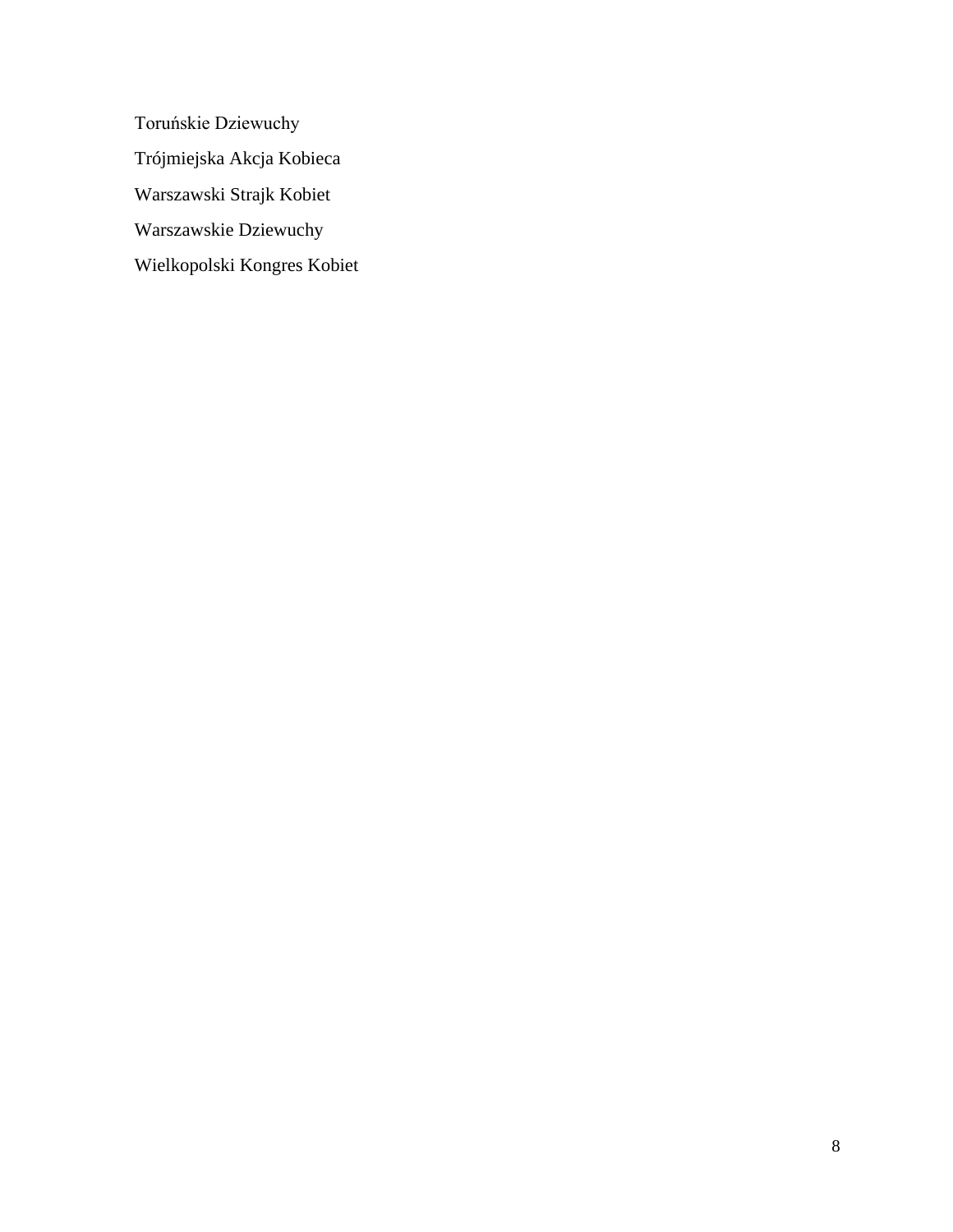Toruńskie Dziewuchy

Trójmiejska Akcja Kobieca

Warszawski Strajk Kobiet

Warszawskie Dziewuchy

Wielkopolski Kongres Kobiet